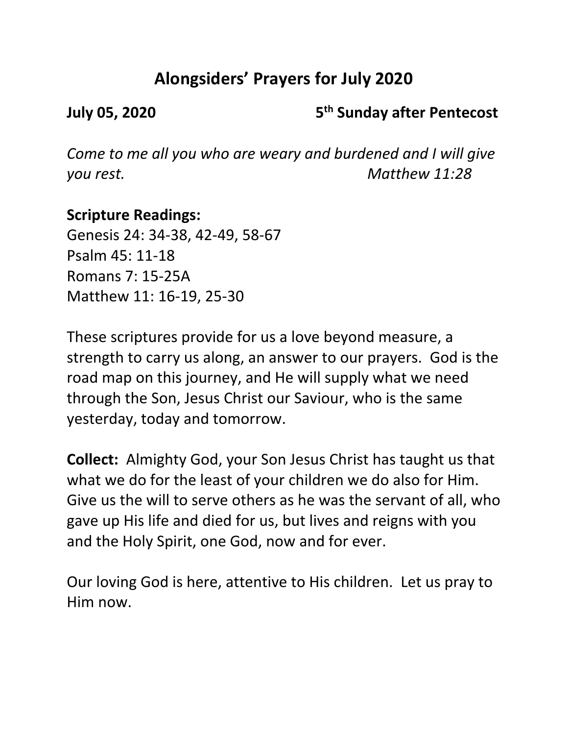# Alongsiders' Prayers for July 2020

**July 05, 2020** **5th Sunday after Pentecost**

*Come to me all you who are weary and burdened and I will give you rest.* *Matthew 11:28*

**Scripture Readings:**
Genesis 24: 34-38, 42-49, 58-67
Psalm 45: 11-18
Romans 7: 15-25A
Matthew 11: 16-19, 25-30

These scriptures provide for us a love beyond measure, a strength to carry us along, an answer to our prayers. God is the road map on this journey, and He will supply what we need through the Son, Jesus Christ our Saviour, who is the same yesterday, today and tomorrow.

**Collect:** Almighty God, your Son Jesus Christ has taught us that what we do for the least of your children we do also for Him. Give us the will to serve others as he was the servant of all, who gave up His life and died for us, but lives and reigns with you and the Holy Spirit, one God, now and for ever.

Our loving God is here, attentive to His children. Let us pray to Him now.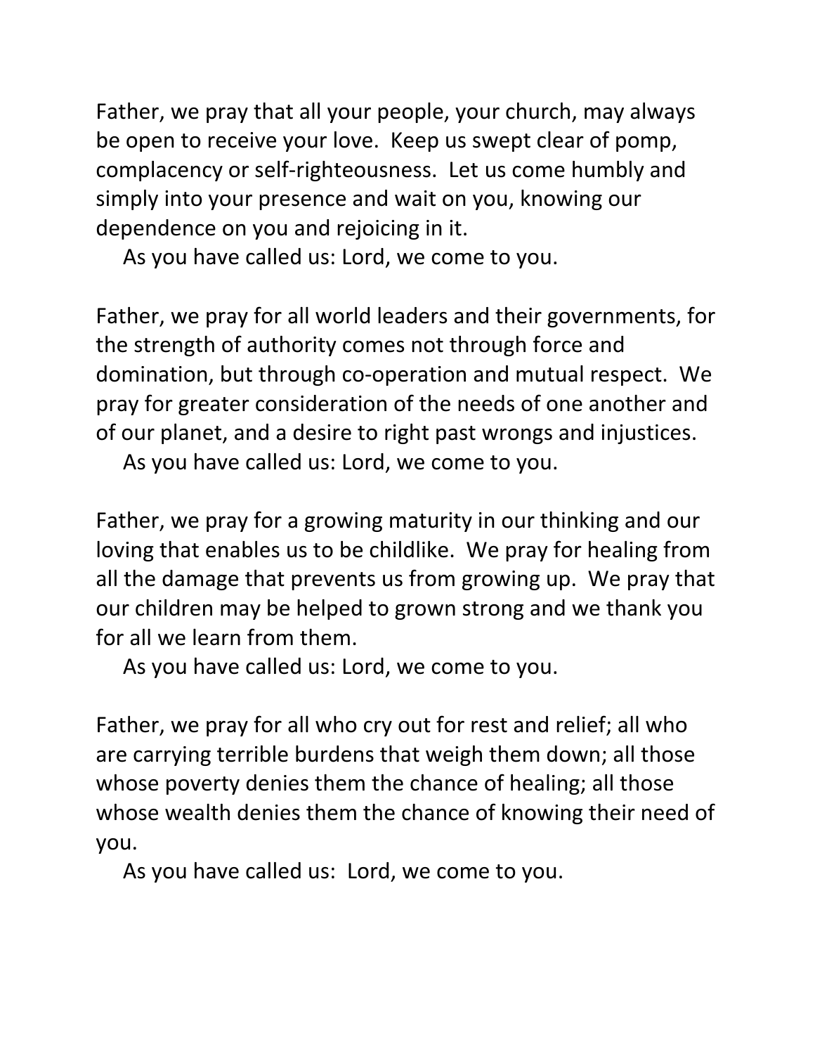Father, we pray that all your people, your church, may always be open to receive your love. Keep us swept clear of pomp, complacency or self-righteousness. Let us come humbly and simply into your presence and wait on you, knowing our dependence on you and rejoicing in it.

As you have called us: Lord, we come to you.

Father, we pray for all world leaders and their governments, for the strength of authority comes not through force and domination, but through co-operation and mutual respect. We pray for greater consideration of the needs of one another and of our planet, and a desire to right past wrongs and injustices.

As you have called us: Lord, we come to you.

Father, we pray for a growing maturity in our thinking and our loving that enables us to be childlike. We pray for healing from all the damage that prevents us from growing up. We pray that our children may be helped to grown strong and we thank you for all we learn from them.

As you have called us: Lord, we come to you.

Father, we pray for all who cry out for rest and relief; all who are carrying terrible burdens that weigh them down; all those whose poverty denies them the chance of healing; all those whose wealth denies them the chance of knowing their need of you.

As you have called us: Lord, we come to you.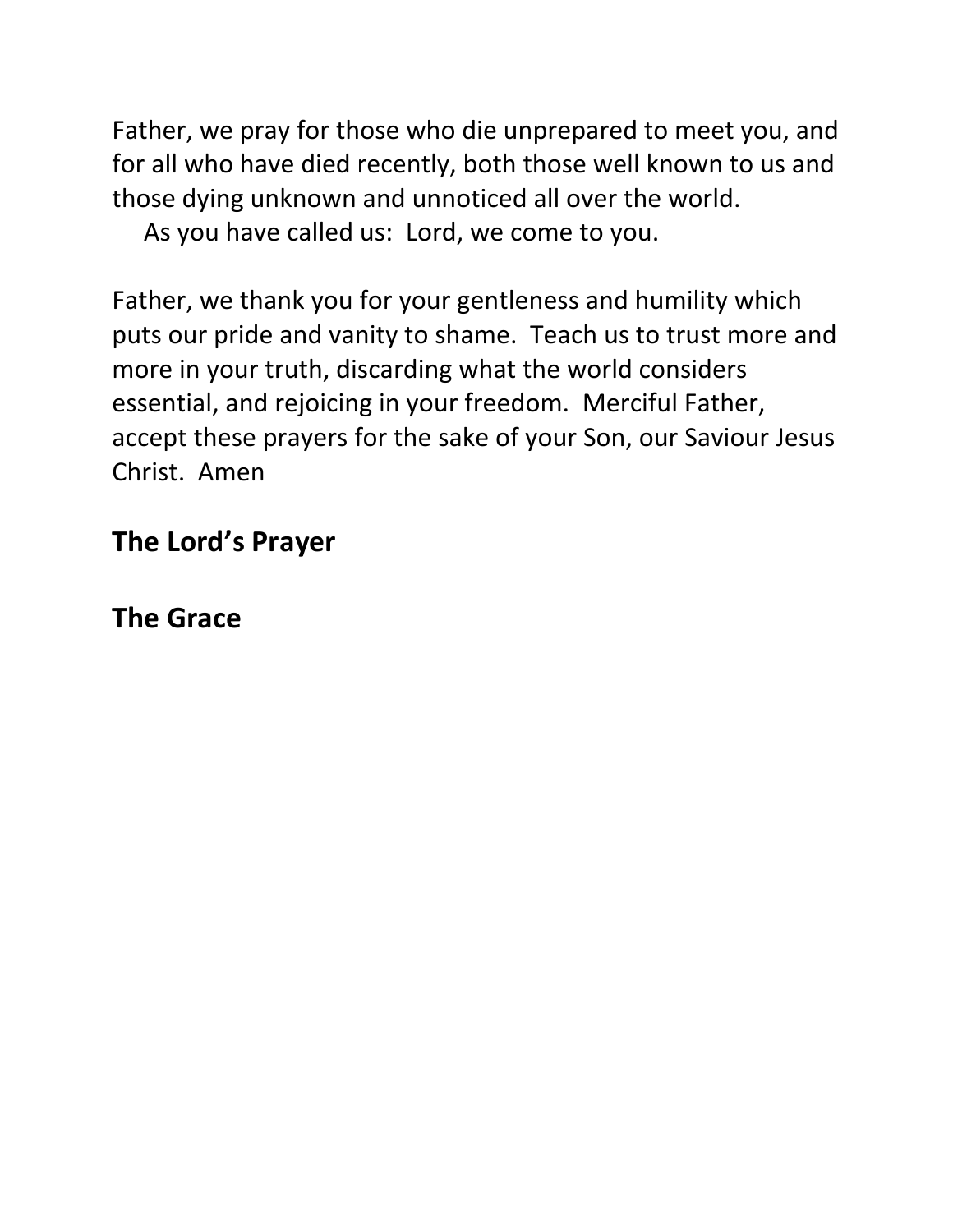Father, we pray for those who die unprepared to meet you, and for all who have died recently, both those well known to us and those dying unknown and unnoticed all over the world.

  As you have called us:  Lord, we come to you.

Father, we thank you for your gentleness and humility which puts our pride and vanity to shame.  Teach us to trust more and more in your truth, discarding what the world considers essential, and rejoicing in your freedom.  Merciful Father, accept these prayers for the sake of your Son, our Saviour Jesus Christ.  Amen

**The Lord's Prayer**

**The Grace**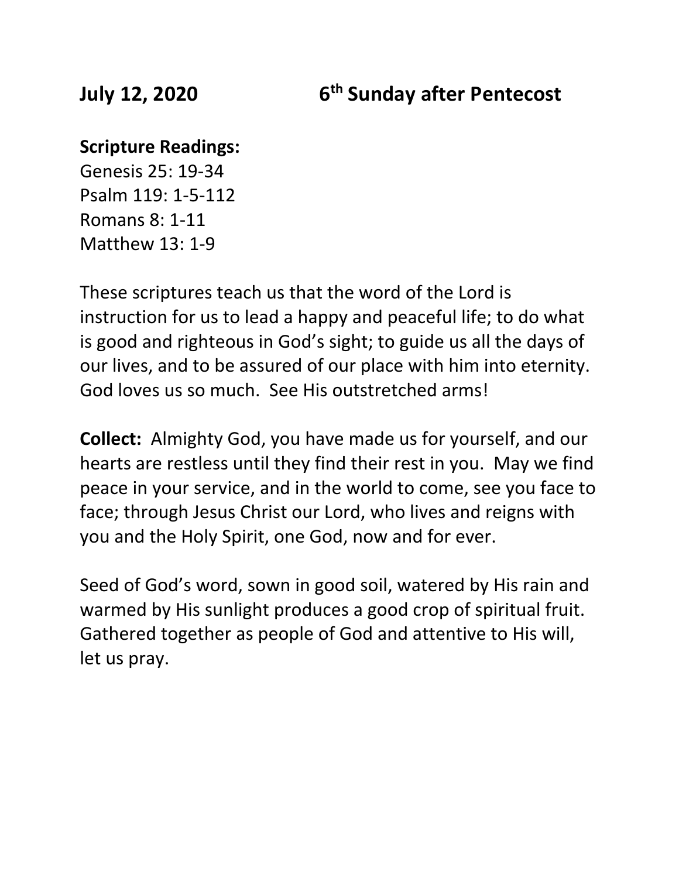**July 12, 2020 6th Sunday after Pentecost**

**Scripture Readings:**
Genesis 25: 19-34
Psalm 119: 1-5-112
Romans 8: 1-11
Matthew 13: 1-9

These scriptures teach us that the word of the Lord is instruction for us to lead a happy and peaceful life; to do what is good and righteous in God's sight; to guide us all the days of our lives, and to be assured of our place with him into eternity. God loves us so much. See His outstretched arms!

**Collect:** Almighty God, you have made us for yourself, and our hearts are restless until they find their rest in you. May we find peace in your service, and in the world to come, see you face to face; through Jesus Christ our Lord, who lives and reigns with you and the Holy Spirit, one God, now and for ever.

Seed of God's word, sown in good soil, watered by His rain and warmed by His sunlight produces a good crop of spiritual fruit. Gathered together as people of God and attentive to His will, let us pray.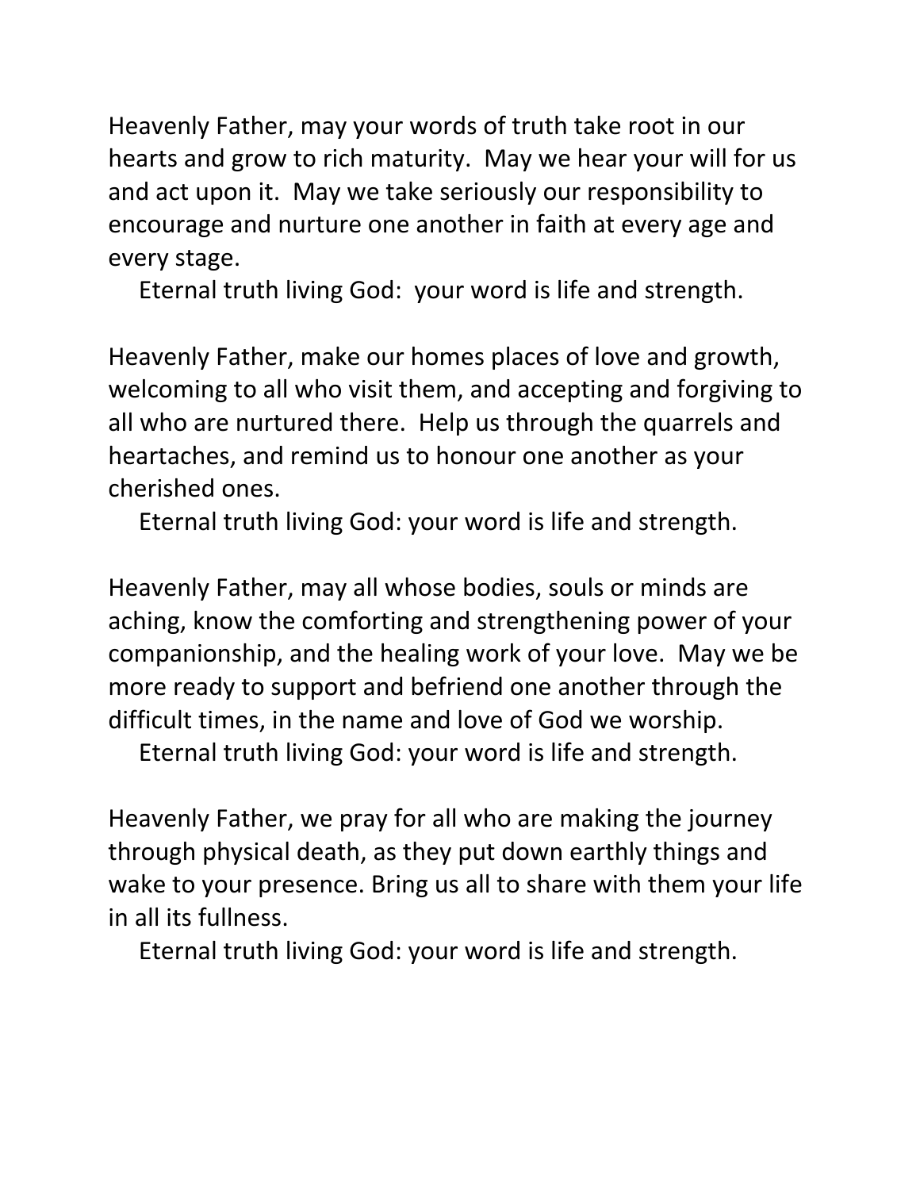Heavenly Father, may your words of truth take root in our hearts and grow to rich maturity. May we hear your will for us and act upon it. May we take seriously our responsibility to encourage and nurture one another in faith at every age and every stage.

Eternal truth living God: your word is life and strength.

Heavenly Father, make our homes places of love and growth, welcoming to all who visit them, and accepting and forgiving to all who are nurtured there. Help us through the quarrels and heartaches, and remind us to honour one another as your cherished ones.

Eternal truth living God: your word is life and strength.

Heavenly Father, may all whose bodies, souls or minds are aching, know the comforting and strengthening power of your companionship, and the healing work of your love. May we be more ready to support and befriend one another through the difficult times, in the name and love of God we worship.

Eternal truth living God: your word is life and strength.

Heavenly Father, we pray for all who are making the journey through physical death, as they put down earthly things and wake to your presence. Bring us all to share with them your life in all its fullness.

Eternal truth living God: your word is life and strength.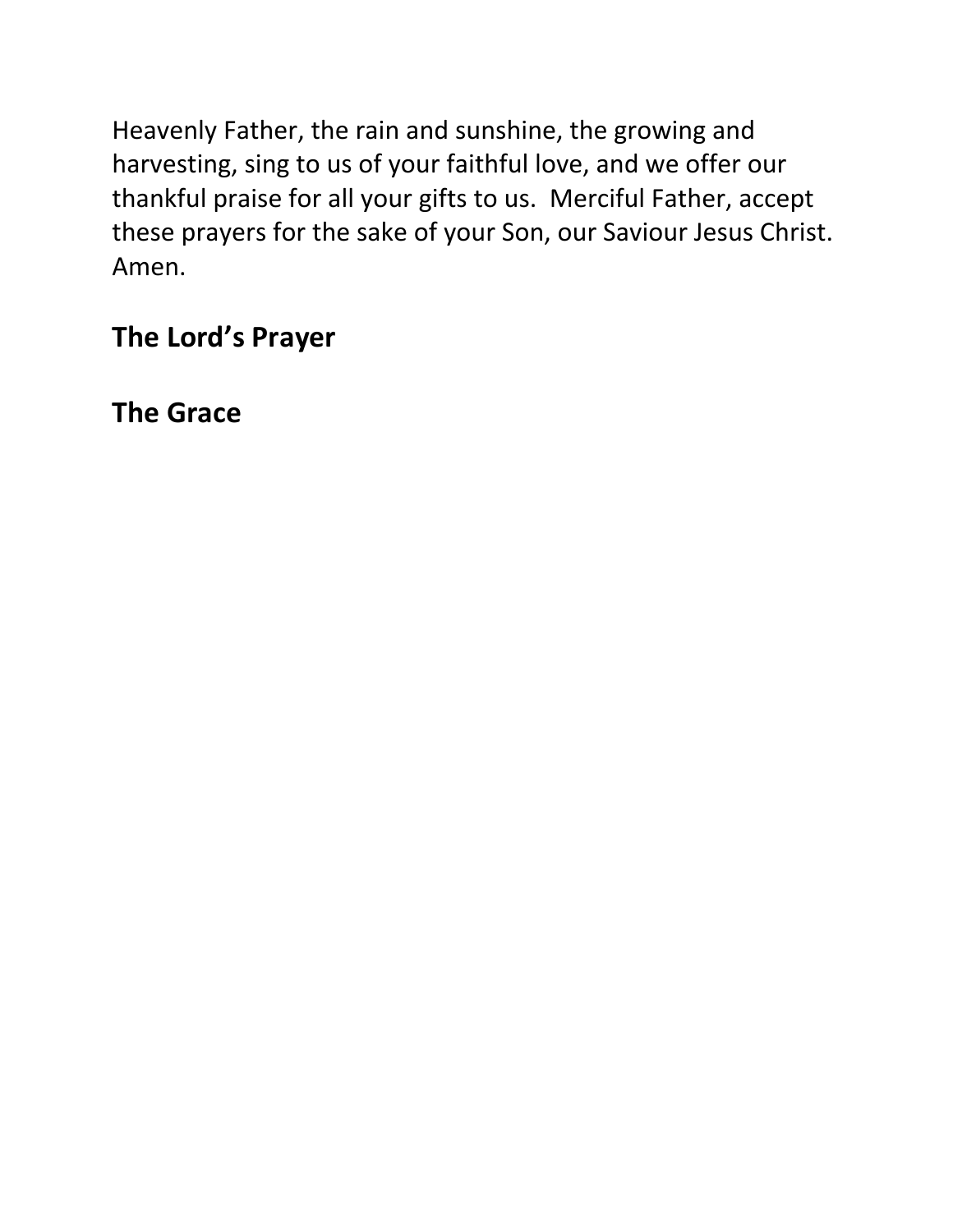Heavenly Father, the rain and sunshine, the growing and harvesting, sing to us of your faithful love, and we offer our thankful praise for all your gifts to us.  Merciful Father, accept these prayers for the sake of your Son, our Saviour Jesus Christ. Amen.

## The Lord's Prayer

## The Grace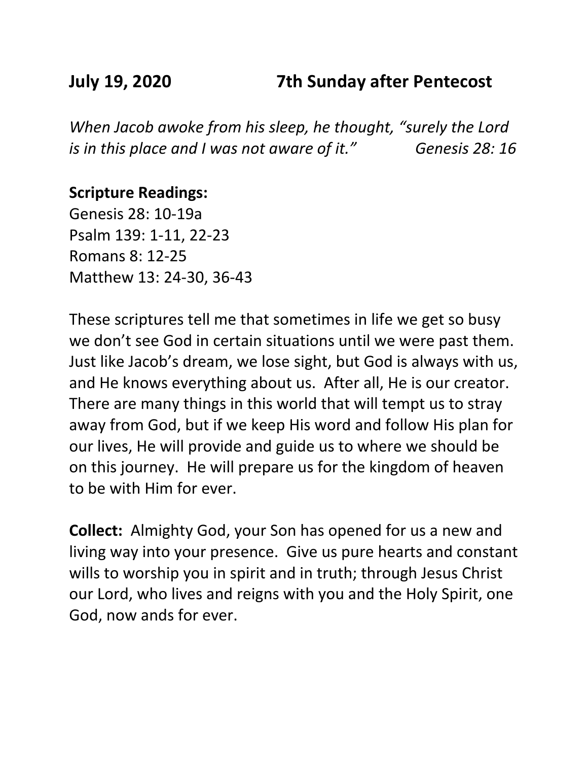**July 19, 2020 7th Sunday after Pentecost**

*When Jacob awoke from his sleep, he thought, "surely the Lord is in this place and I was not aware of it." Genesis 28: 16*

**Scripture Readings:**
Genesis 28: 10-19a
Psalm 139: 1-11, 22-23
Romans 8: 12-25
Matthew 13: 24-30, 36-43

These scriptures tell me that sometimes in life we get so busy we don't see God in certain situations until we were past them. Just like Jacob's dream, we lose sight, but God is always with us, and He knows everything about us. After all, He is our creator. There are many things in this world that will tempt us to stray away from God, but if we keep His word and follow His plan for our lives, He will provide and guide us to where we should be on this journey. He will prepare us for the kingdom of heaven to be with Him for ever.

**Collect:** Almighty God, your Son has opened for us a new and living way into your presence. Give us pure hearts and constant wills to worship you in spirit and in truth; through Jesus Christ our Lord, who lives and reigns with you and the Holy Spirit, one God, now ands for ever.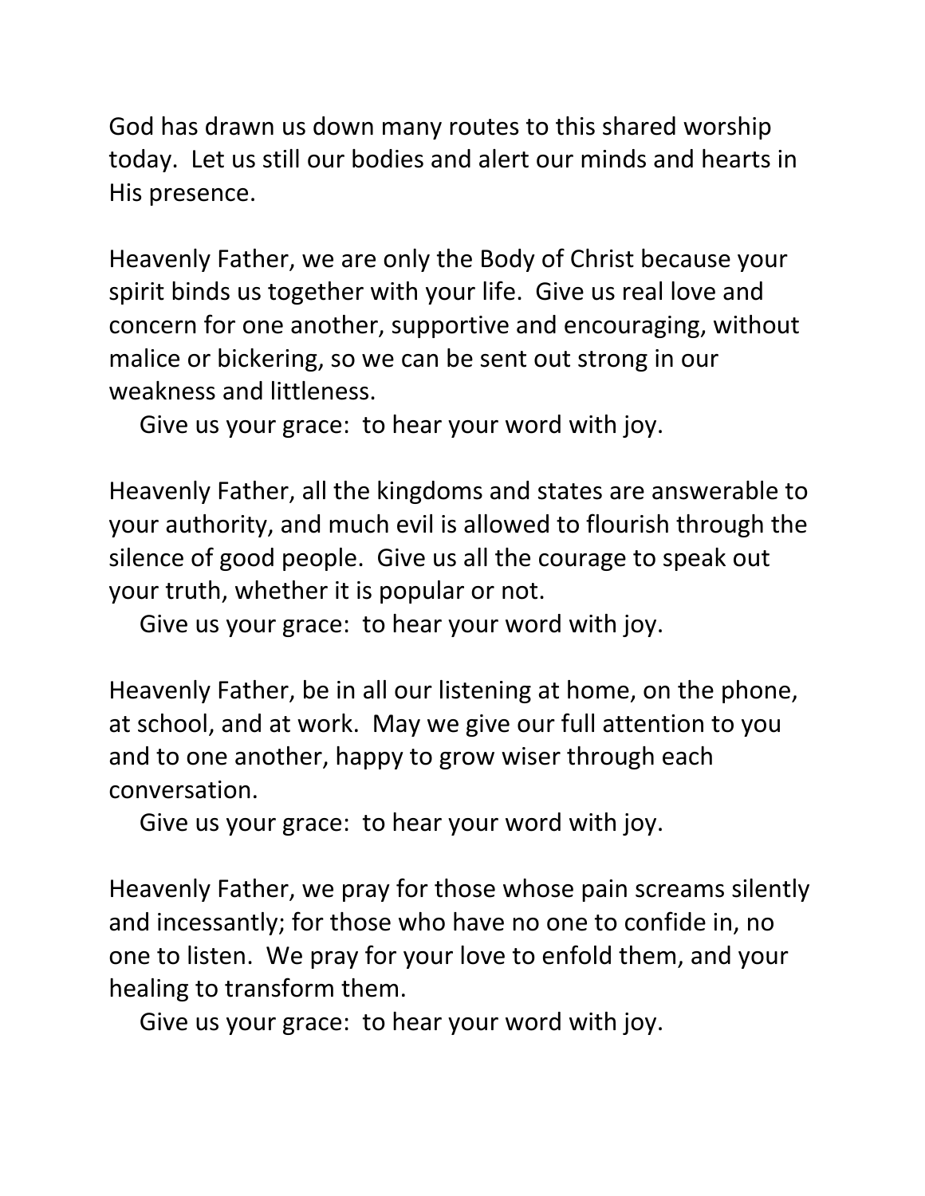God has drawn us down many routes to this shared worship today. Let us still our bodies and alert our minds and hearts in His presence.

Heavenly Father, we are only the Body of Christ because your spirit binds us together with your life. Give us real love and concern for one another, supportive and encouraging, without malice or bickering, so we can be sent out strong in our weakness and littleness.

Give us your grace: to hear your word with joy.

Heavenly Father, all the kingdoms and states are answerable to your authority, and much evil is allowed to flourish through the silence of good people. Give us all the courage to speak out your truth, whether it is popular or not.

Give us your grace: to hear your word with joy.

Heavenly Father, be in all our listening at home, on the phone, at school, and at work. May we give our full attention to you and to one another, happy to grow wiser through each conversation.

Give us your grace: to hear your word with joy.

Heavenly Father, we pray for those whose pain screams silently and incessantly; for those who have no one to confide in, no one to listen. We pray for your love to enfold them, and your healing to transform them.

Give us your grace: to hear your word with joy.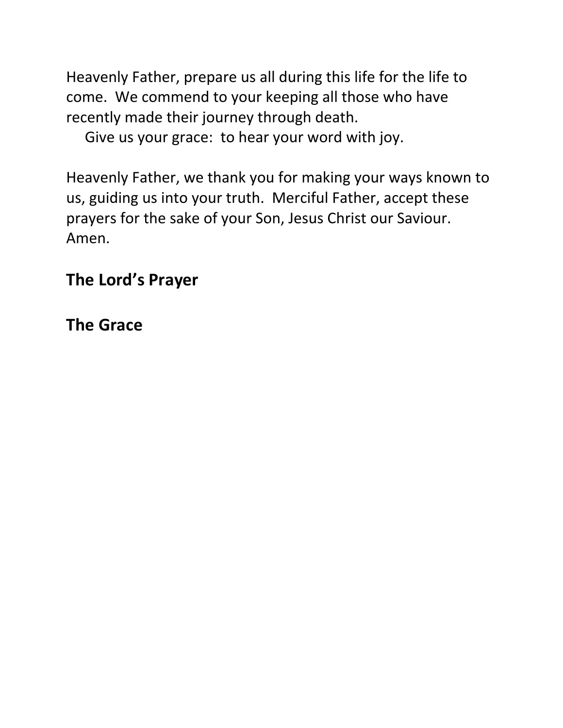Heavenly Father, prepare us all during this life for the life to come. We commend to your keeping all those who have recently made their journey through death.

Give us your grace: to hear your word with joy.

Heavenly Father, we thank you for making your ways known to us, guiding us into your truth. Merciful Father, accept these prayers for the sake of your Son, Jesus Christ our Saviour. Amen.

## The Lord's Prayer

## The Grace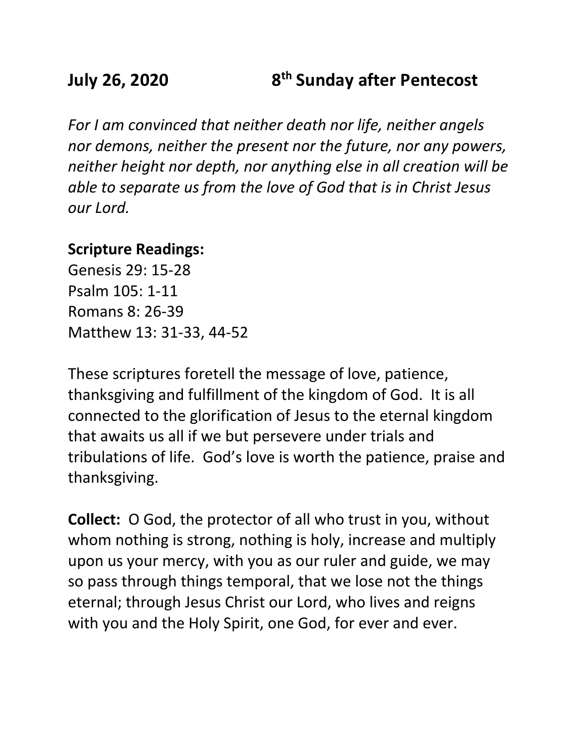**July 26, 2020 8th Sunday after Pentecost**

*For I am convinced that neither death nor life, neither angels nor demons, neither the present nor the future, nor any powers, neither height nor depth, nor anything else in all creation will be able to separate us from the love of God that is in Christ Jesus our Lord.*

**Scripture Readings:**
Genesis 29: 15-28
Psalm 105: 1-11
Romans 8: 26-39
Matthew 13: 31-33, 44-52

These scriptures foretell the message of love, patience, thanksgiving and fulfillment of the kingdom of God. It is all connected to the glorification of Jesus to the eternal kingdom that awaits us all if we but persevere under trials and tribulations of life. God's love is worth the patience, praise and thanksgiving.

**Collect:** O God, the protector of all who trust in you, without whom nothing is strong, nothing is holy, increase and multiply upon us your mercy, with you as our ruler and guide, we may so pass through things temporal, that we lose not the things eternal; through Jesus Christ our Lord, who lives and reigns with you and the Holy Spirit, one God, for ever and ever.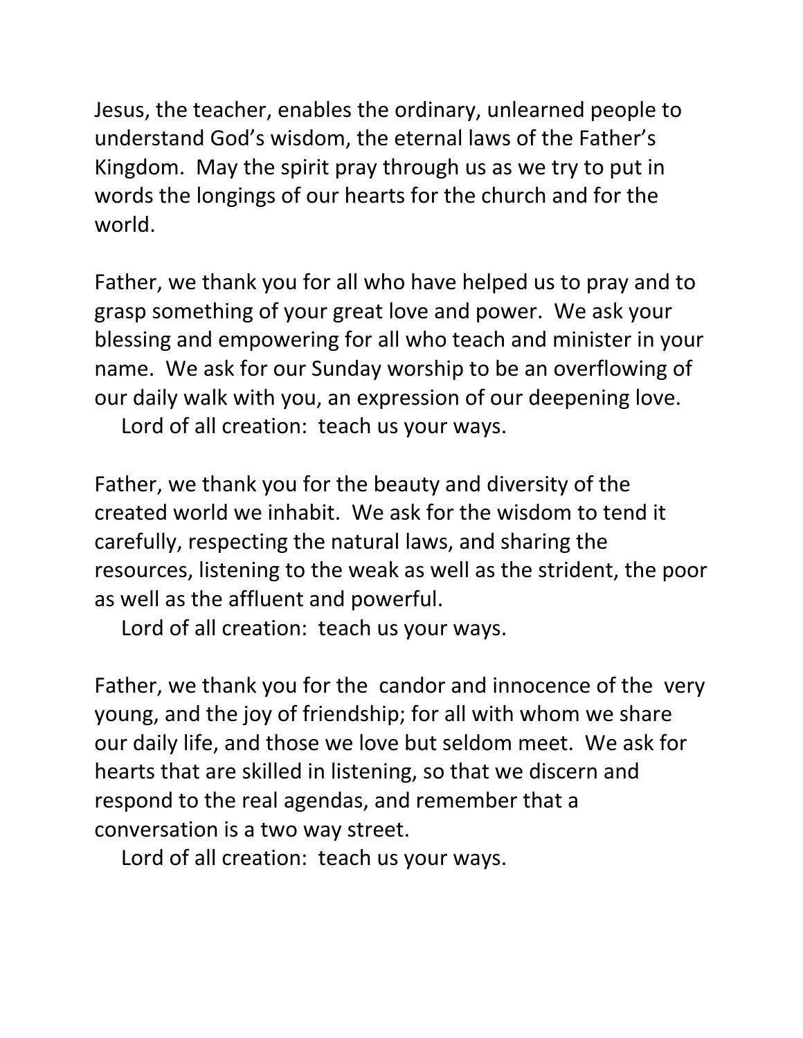Jesus, the teacher, enables the ordinary, unlearned people to understand God's wisdom, the eternal laws of the Father's Kingdom. May the spirit pray through us as we try to put in words the longings of our hearts for the church and for the world.

Father, we thank you for all who have helped us to pray and to grasp something of your great love and power. We ask your blessing and empowering for all who teach and minister in your name. We ask for our Sunday worship to be an overflowing of our daily walk with you, an expression of our deepening love.

Lord of all creation: teach us your ways.

Father, we thank you for the beauty and diversity of the created world we inhabit. We ask for the wisdom to tend it carefully, respecting the natural laws, and sharing the resources, listening to the weak as well as the strident, the poor as well as the affluent and powerful.

Lord of all creation: teach us your ways.

Father, we thank you for the candor and innocence of the very young, and the joy of friendship; for all with whom we share our daily life, and those we love but seldom meet. We ask for hearts that are skilled in listening, so that we discern and respond to the real agendas, and remember that a conversation is a two way street.

Lord of all creation: teach us your ways.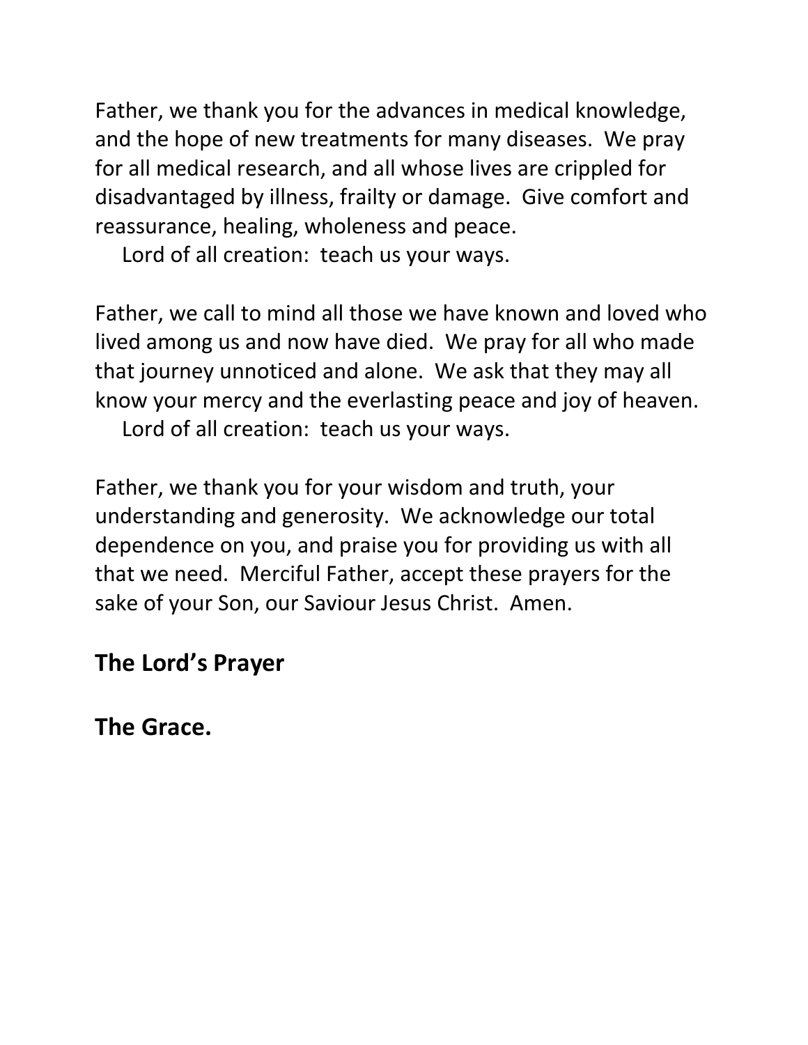Father, we thank you for the advances in medical knowledge, and the hope of new treatments for many diseases. We pray for all medical research, and all whose lives are crippled for disadvantaged by illness, frailty or damage. Give comfort and reassurance, healing, wholeness and peace.

Lord of all creation: teach us your ways.

Father, we call to mind all those we have known and loved who lived among us and now have died. We pray for all who made that journey unnoticed and alone. We ask that they may all know your mercy and the everlasting peace and joy of heaven.

Lord of all creation: teach us your ways.

Father, we thank you for your wisdom and truth, your understanding and generosity. We acknowledge our total dependence on you, and praise you for providing us with all that we need. Merciful Father, accept these prayers for the sake of your Son, our Saviour Jesus Christ. Amen.

**The Lord's Prayer**

**The Grace.**